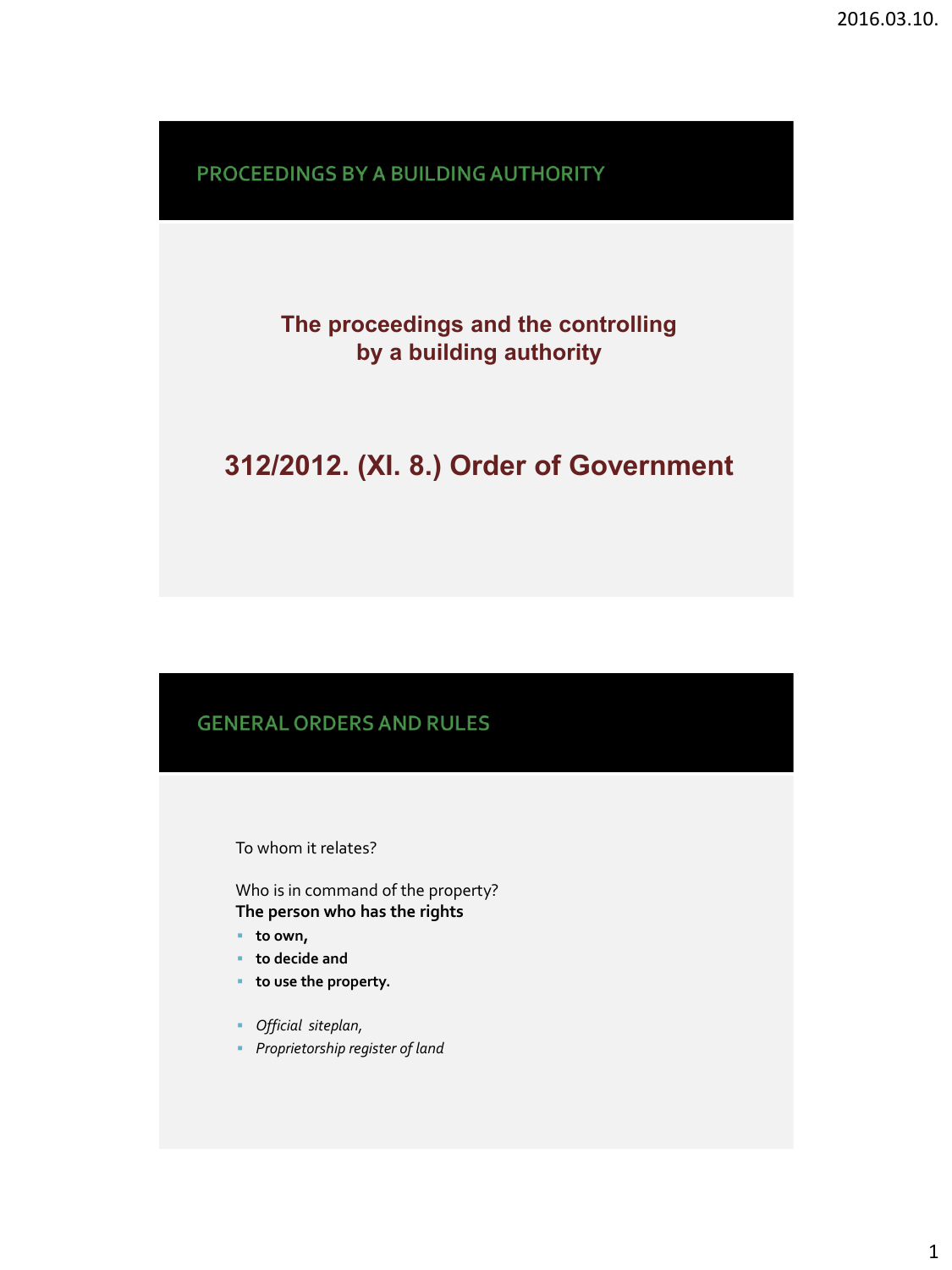## PROCEEDINGS BY A BUILDING AUTHORITY

**The proceedings and the controlling by a building authority**

# 312/2012. (XI. 8.) Order of Government

## GENERAL ORDERS AND RULES

To whom it relates?

Who is in command of the property?
**The person who has the rights**

- **to own,**
- **to decide and**
- **to use the property.**

- *Official siteplan,*
- *Proprietorship register of land*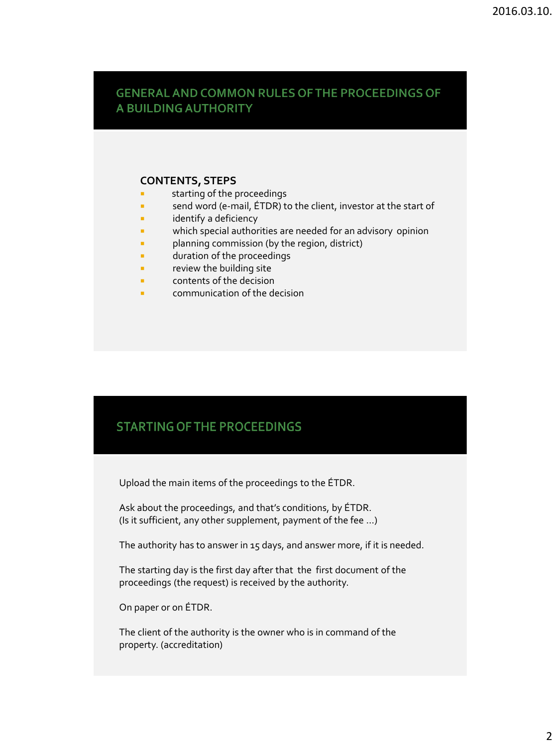## GENERAL AND COMMON RULES OF THE PROCEEDINGS OF A BUILDING AUTHORITY

**CONTENTS, STEPS**

- starting of the proceedings
- send word (e-mail, ÉTDR) to the client, investor at the start of
- identify a deficiency
- which special authorities are needed for an advisory opinion
- planning commission (by the region, district)
- duration of the proceedings
- review the building site
- contents of the decision
- communication of the decision

## STARTING OF THE PROCEEDINGS

Upload the main items of the proceedings to the ÉTDR.

Ask about the proceedings, and that's conditions, by ÉTDR.
(Is it sufficient, any other supplement, payment of the fee …)

The authority has to answer in 15 days, and answer more, if it is needed.

The starting day is the first day after that the first document of the proceedings (the request) is received by the authority.

On paper or on ÉTDR.

The client of the authority is the owner who is in command of the property. (accreditation)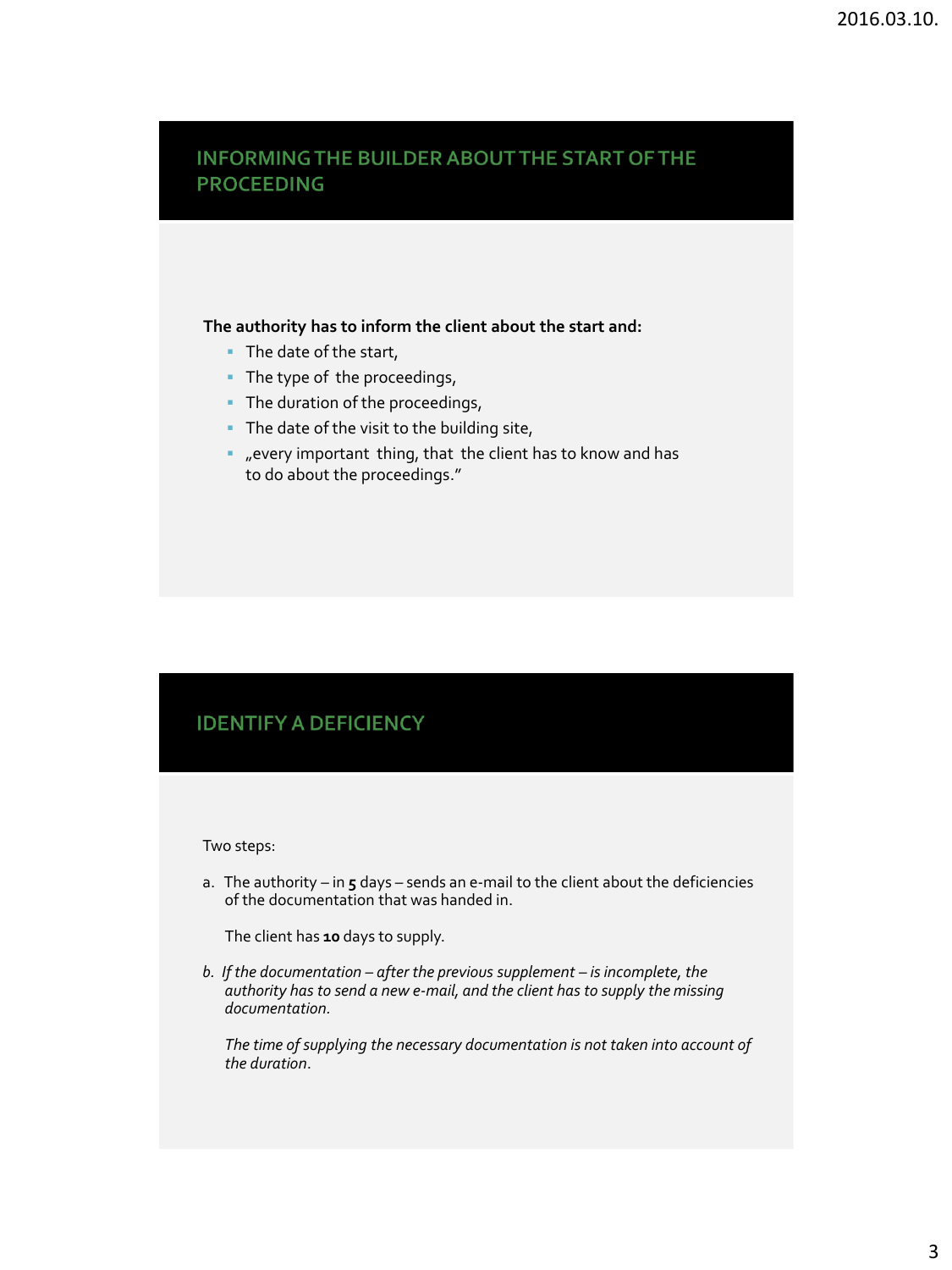## INFORMING THE BUILDER ABOUT THE START OF THE PROCEEDING

**The authority has to inform the client about the start and:**

- The date of the start,
- The type of the proceedings,
- The duration of the proceedings,
- The date of the visit to the building site,
- „every important thing, that the client has to know and has to do about the proceedings."

## IDENTIFY A DEFICIENCY

Two steps:

a. The authority – in **5** days – sends an e-mail to the client about the deficiencies of the documentation that was handed in.

   The client has **10** days to supply.

*b. If the documentation – after the previous supplement – is incomplete, the authority has to send a new e-mail, and the client has to supply the missing documentation.*

   *The time of supplying the necessary documentation is not taken into account of the duration.*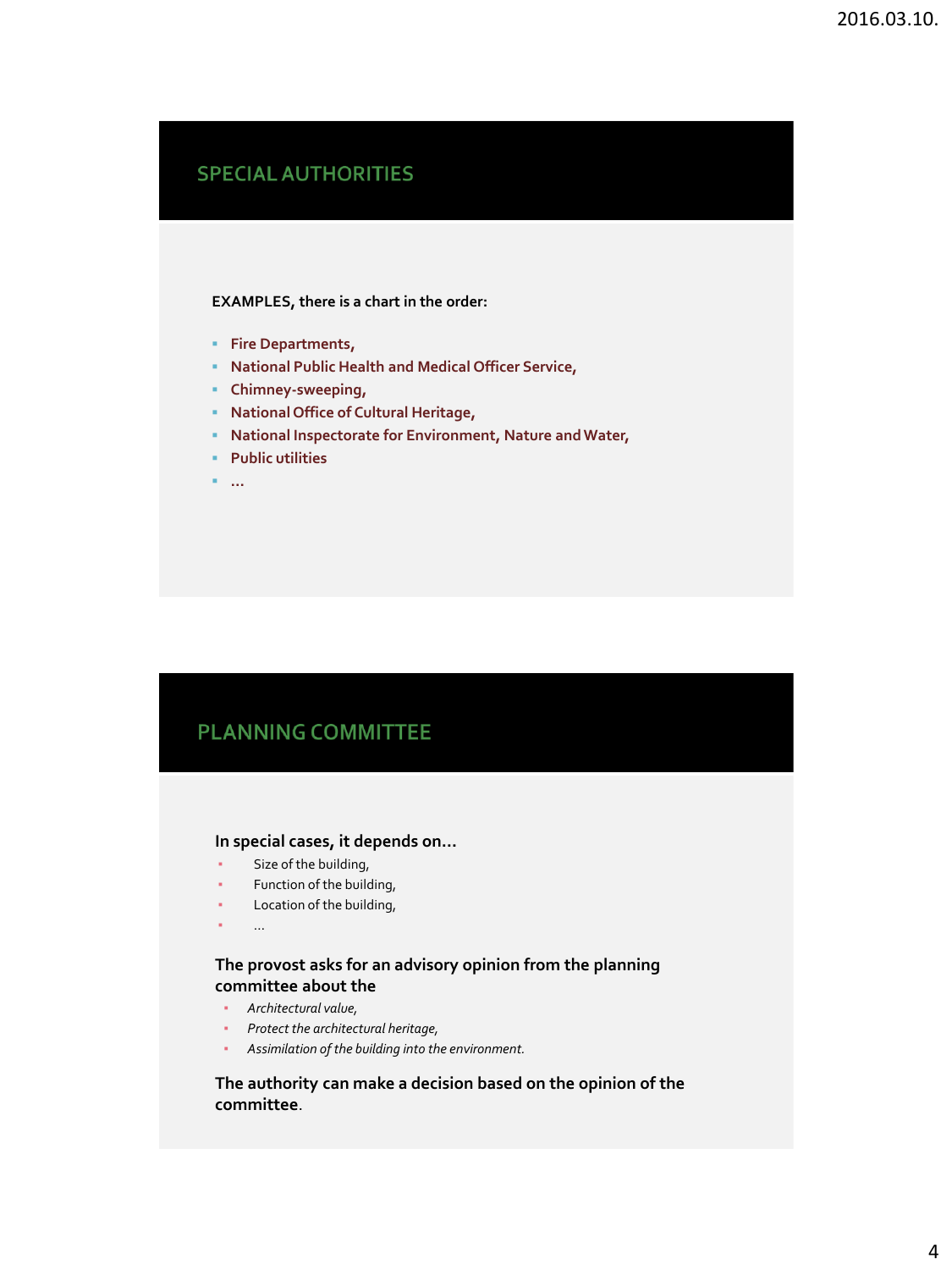## SPECIAL AUTHORITIES

**EXAMPLES, there is a chart in the order:**

- **Fire Departments,**
- **National Public Health and Medical Officer Service,**
- **Chimney-sweeping,**
- **National Office of Cultural Heritage,**
- **National Inspectorate for Environment, Nature and Water,**
- **Public utilities**
- **…**

## PLANNING COMMITTEE

**In special cases, it depends on…**

- Size of the building,
- Function of the building,
- Location of the building,
- …

**The provost asks for an advisory opinion from the planning committee about the**

- *Architectural value,*
- *Protect the architectural heritage,*
- *Assimilation of the building into the environment.*

**The authority can make a decision based on the opinion of the committee**.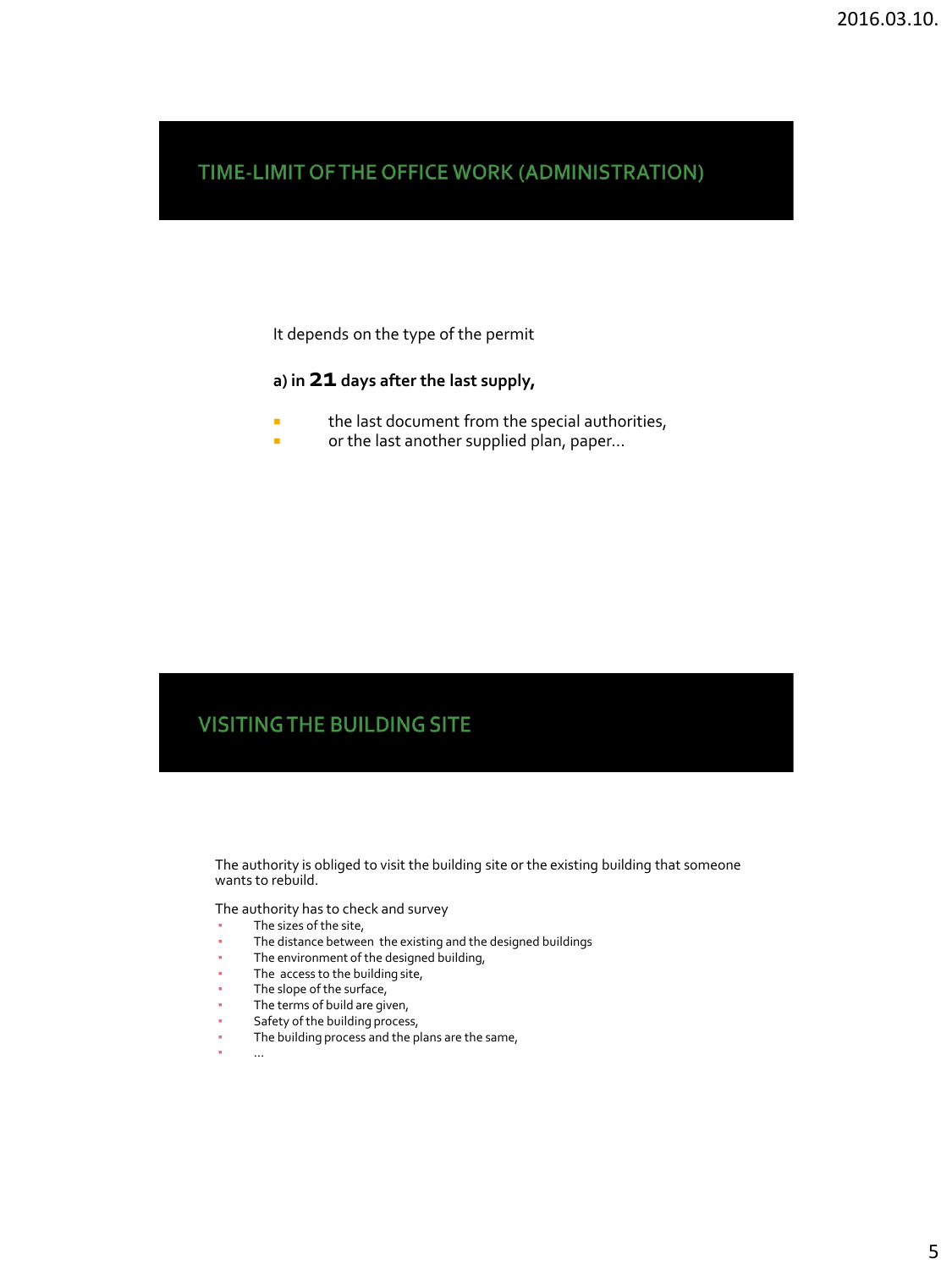## TIME-LIMIT OF THE OFFICE WORK (ADMINISTRATION)

It depends on the type of the permit

**a) in 21 days after the last supply,**

- the last document from the special authorities,
- or the last another supplied plan, paper…

## VISITING THE BUILDING SITE

The authority is obliged to visit the building site or the existing building that someone wants to rebuild.

The authority has to check and survey

- The sizes of the site,
- The distance between the existing and the designed buildings
- The environment of the designed building,
- The access to the building site,
- The slope of the surface,
- The terms of build are given,
- Safety of the building process,
- The building process and the plans are the same,
- …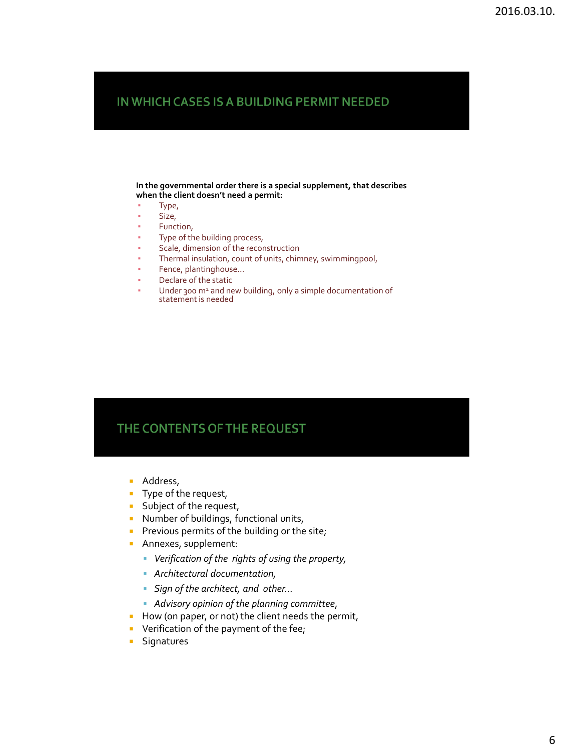## IN WHICH CASES IS A BUILDING PERMIT NEEDED

**In the governmental order there is a special supplement, that describes when the client doesn't need a permit:**

- Type,
- Size,
- Function,
- Type of the building process,
- Scale, dimension of the reconstruction
- Thermal insulation, count of units, chimney, swimmingpool,
- Fence, plantinghouse…
- Declare of the static
- Under 300 $m^2$ and new building, only a simple documentation of statement is needed

## THE CONTENTS OF THE REQUEST

- Address,
- Type of the request,
- Subject of the request,
- Number of buildings, functional units,
- Previous permits of the building or the site;
- Annexes, supplement:
  - *Verification of the rights of using the property,*
  - *Architectural documentation,*
  - *Sign of the architect, and other…*
  - *Advisory opinion of the planning committee*,
- How (on paper, or not) the client needs the permit,
- Verification of the payment of the fee;
- Signatures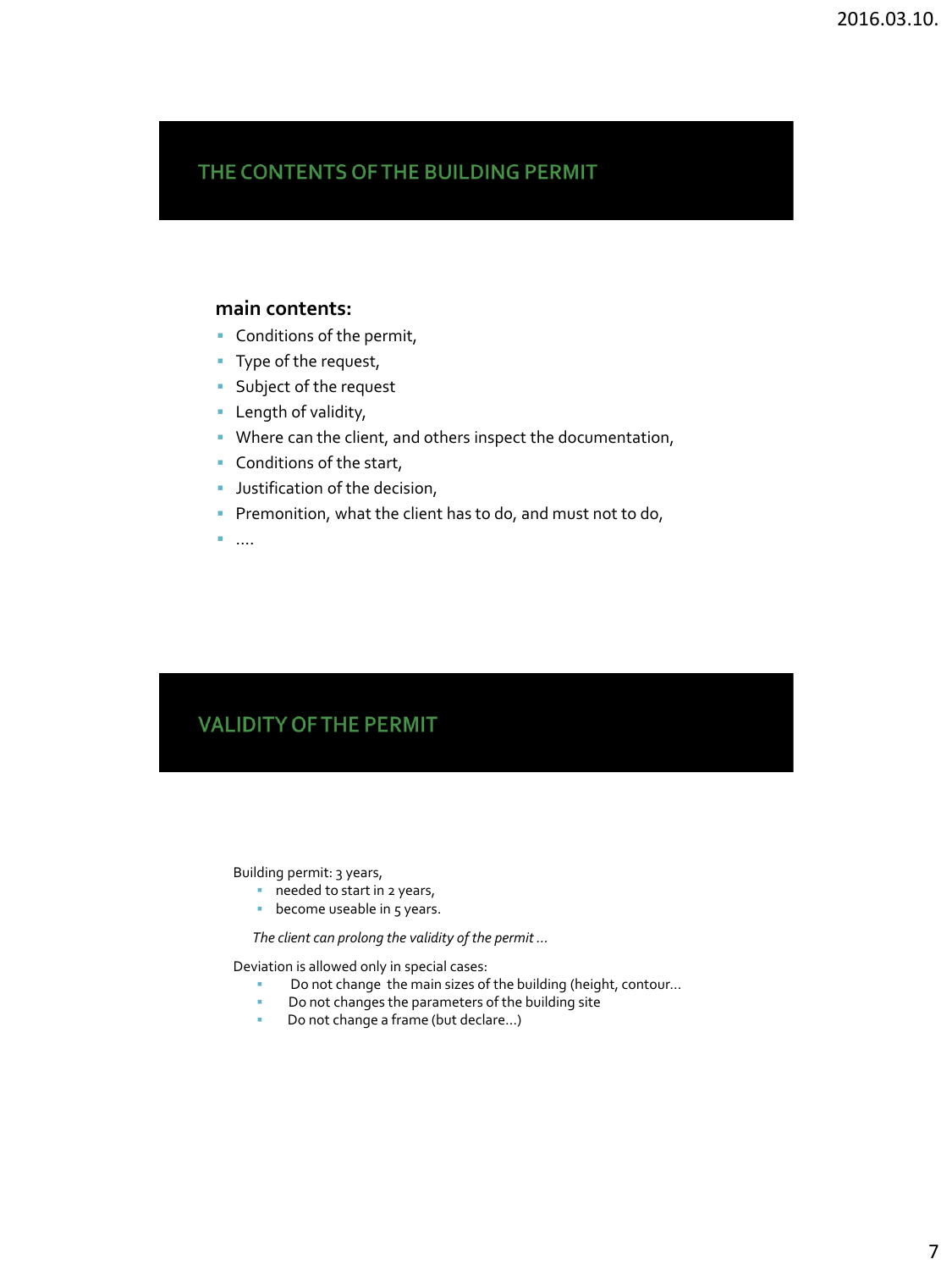## THE CONTENTS OF THE BUILDING PERMIT

**main contents:**

- Conditions of the permit,
- Type of the request,
- Subject of the request
- Length of validity,
- Where can the client, and others inspect the documentation,
- Conditions of the start,
- Justification of the decision,
- Premonition, what the client has to do, and must not to do,
- ....

## VALIDITY OF THE PERMIT

Building permit: 3 years,

- needed to start in 2 years,
- become useable in 5 years.

*The client can prolong the validity of the permit ...*

Deviation is allowed only in special cases:

- Do not change the main sizes of the building (height, contour...
- Do not changes the parameters of the building site
- Do not change a frame (but declare...)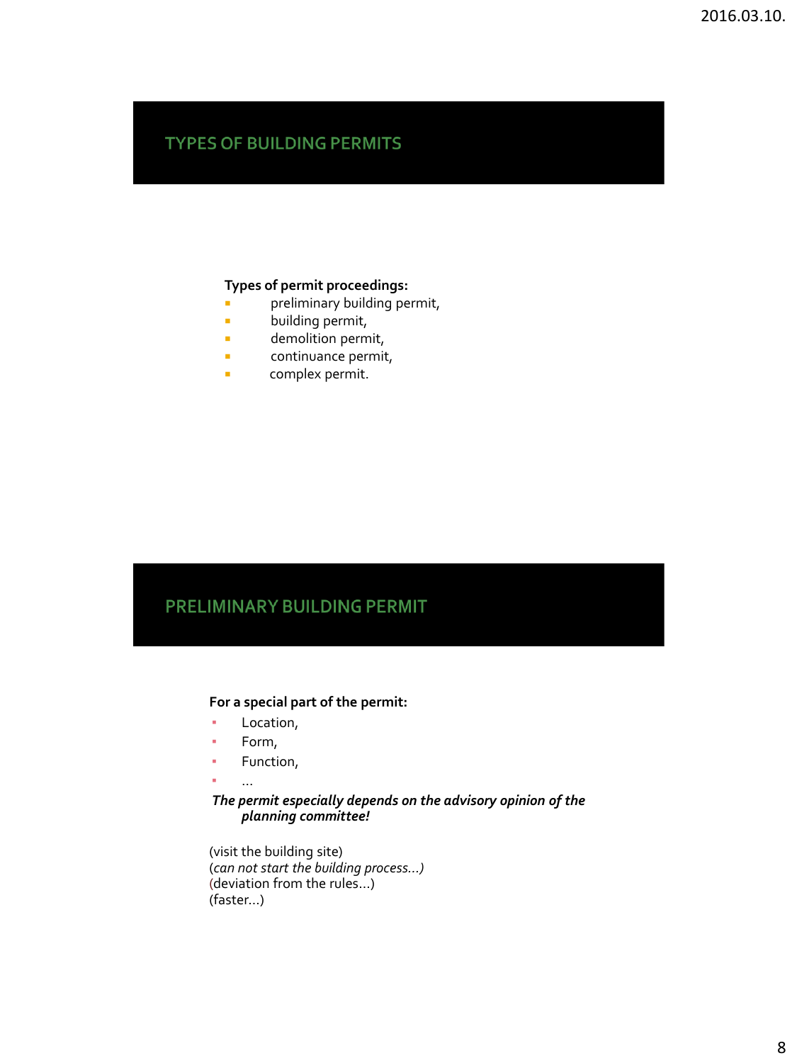## TYPES OF BUILDING PERMITS

**Types of permit proceedings:**

- preliminary building permit,
- building permit,
- demolition permit,
- continuance permit,
- complex permit.

## PRELIMINARY BUILDING PERMIT

**For a special part of the permit:**

- Location,
- Form,
- Function,
- …

***The permit especially depends on the advisory opinion of the planning committee!***

(visit the building site)
(*can not start the building process…)*
(deviation from the rules…)
(faster…)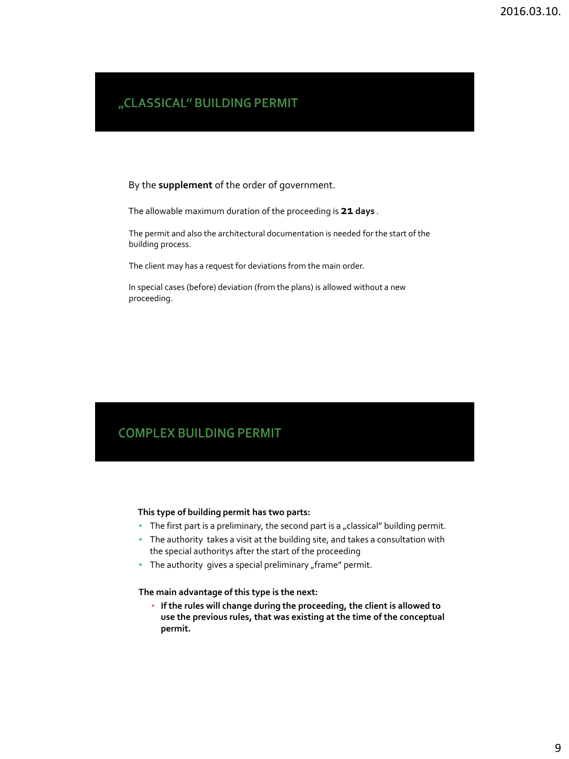## „CLASSICAL" BUILDING PERMIT

By the **supplement** of the order of government.

The allowable maximum duration of the proceeding is **21 days** .

The permit and also the architectural documentation is needed for the start of the building process.

The client may has a request for deviations from the main order.

In special cases (before) deviation (from the plans) is allowed without a new proceeding.

## COMPLEX BUILDING PERMIT

**This type of building permit has two parts:**

- The first part is a preliminary, the second part is a „classical" building permit.
- The authority takes a visit at the building site, and takes a consultation with the special authoritys after the start of the proceeding
- The authority gives a special preliminary „frame" permit.

**The main advantage of this type is the next:**

- **If the rules will change during the proceeding, the client is allowed to use the previous rules, that was existing at the time of the conceptual permit.**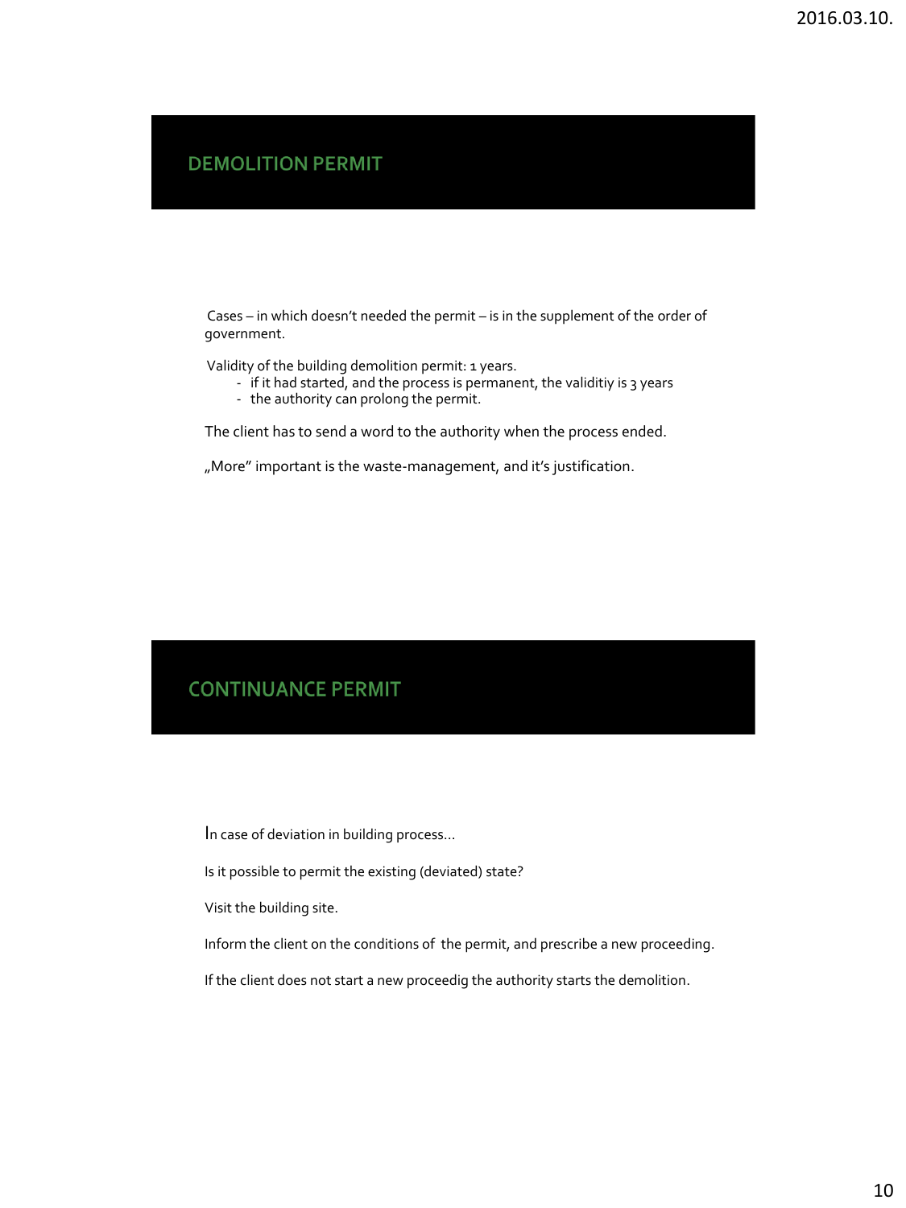## DEMOLITION PERMIT

Cases – in which doesn't needed the permit – is in the supplement of the order of government.

Validity of the building demolition permit: 1 years.

- if it had started, and the process is permanent, the validitiy is 3 years
- the authority can prolong the permit.

The client has to send a word to the authority when the process ended.

„More" important is the waste-management, and it's justification.

## CONTINUANCE PERMIT

In case of deviation in building process…

Is it possible to permit the existing (deviated) state?

Visit the building site.

Inform the client on the conditions of the permit, and prescribe a new proceeding.

If the client does not start a new proceedig the authority starts the demolition.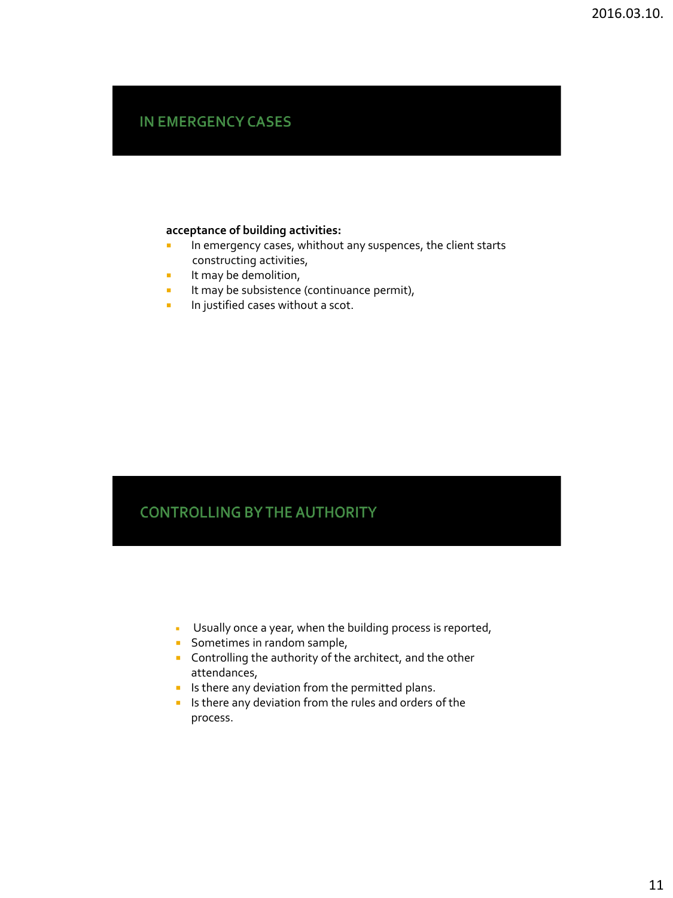## IN EMERGENCY CASES

**acceptance of building activities:**

- In emergency cases, whithout any suspences, the client starts constructing activities,
- It may be demolition,
- It may be subsistence (continuance permit),
- In justified cases without a scot.

## CONTROLLING BY THE AUTHORITY

- Usually once a year, when the building process is reported,
- Sometimes in random sample,
- Controlling the authority of the architect, and the other attendances,
- Is there any deviation from the permitted plans.
- Is there any deviation from the rules and orders of the process.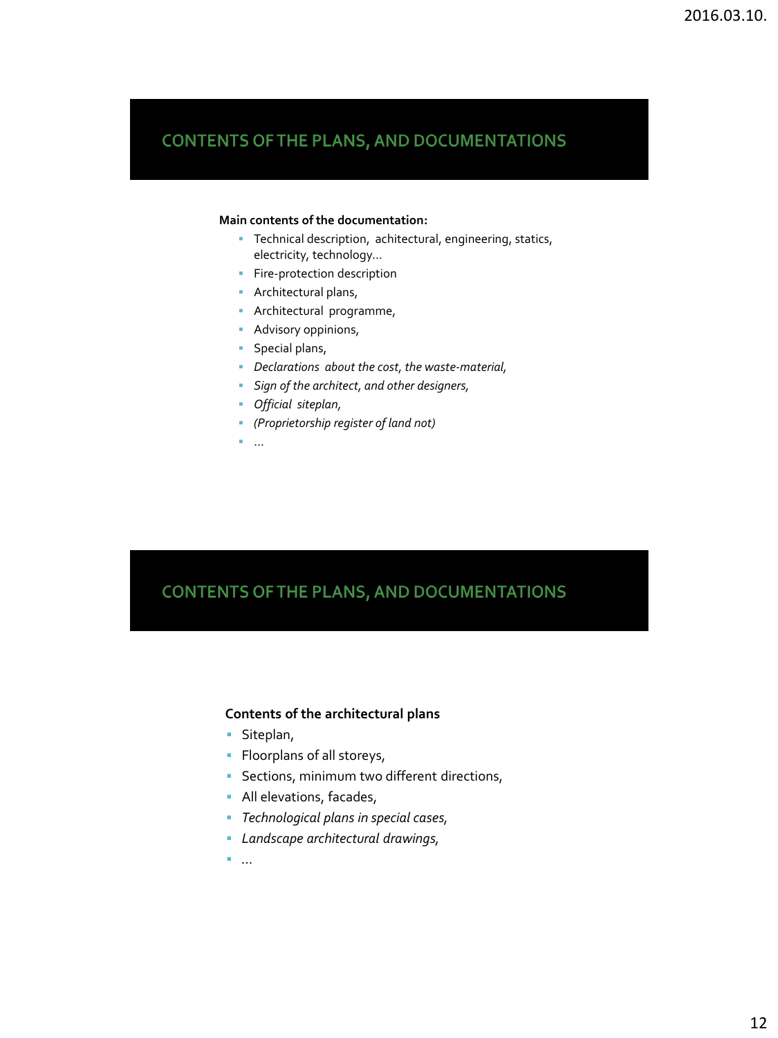## CONTENTS OF THE PLANS, AND DOCUMENTATIONS

**Main contents of the documentation:**

- Technical description, achitectural, engineering, statics, electricity, technology…
- Fire-protection description
- Architectural plans,
- Architectural programme,
- Advisory oppinions,
- Special plans,
- *Declarations about the cost, the waste-material,*
- *Sign of the architect, and other designers,*
- *Official siteplan,*
- *(Proprietorship register of land not)*
- …

## CONTENTS OF THE PLANS, AND DOCUMENTATIONS

**Contents of the architectural plans**

- Siteplan,
- Floorplans of all storeys,
- Sections, minimum two different directions,
- All elevations, facades,
- *Technological plans in special cases,*
- *Landscape architectural drawings,*
- *…*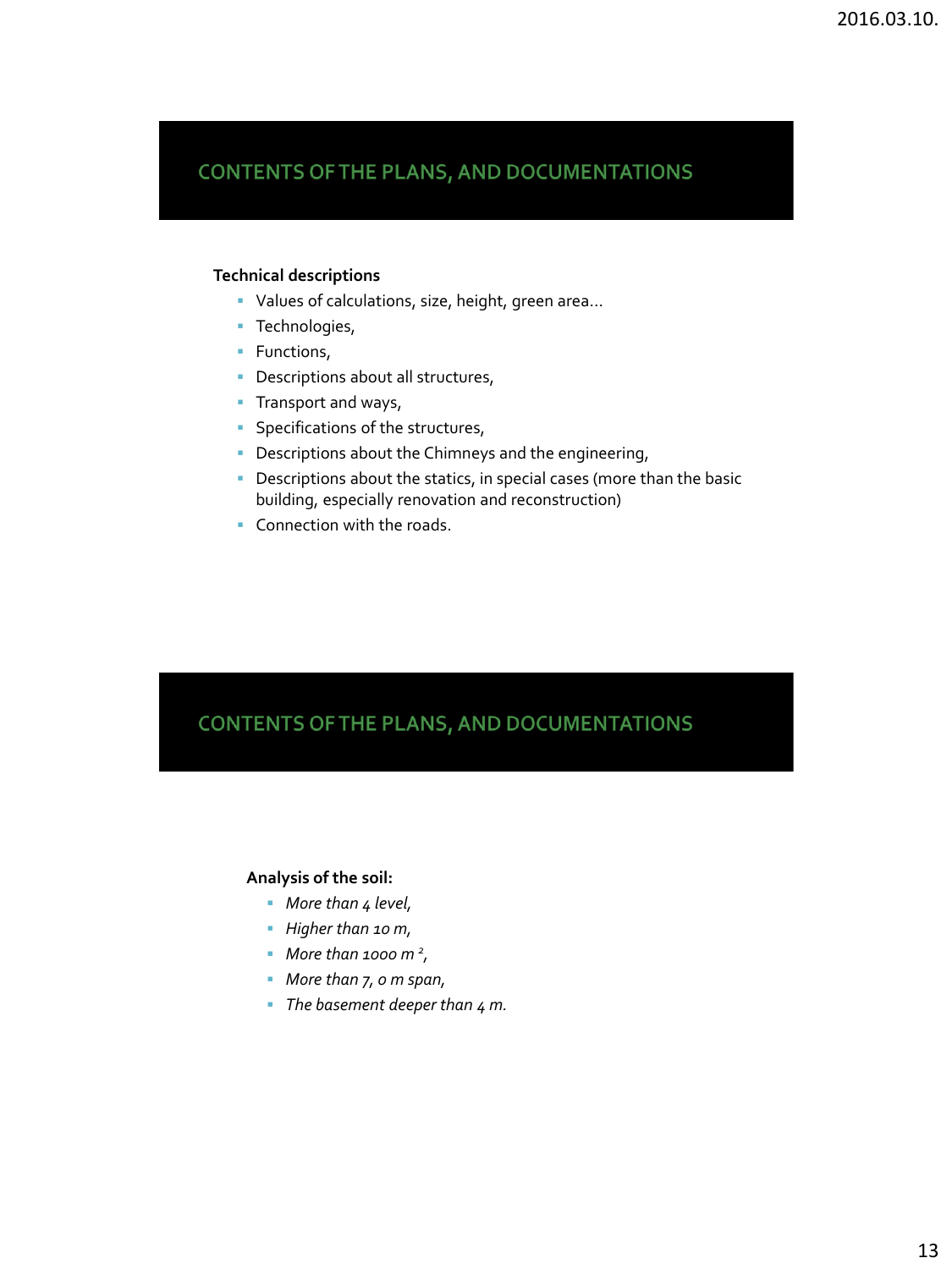## CONTENTS OF THE PLANS, AND DOCUMENTATIONS

**Technical descriptions**

- Values of calculations, size, height, green area…
- Technologies,
- Functions,
- Descriptions about all structures,
- Transport and ways,
- Specifications of the structures,
- Descriptions about the Chimneys and the engineering,
- Descriptions about the statics, in special cases (more than the basic building, especially renovation and reconstruction)
- Connection with the roads.

## CONTENTS OF THE PLANS, AND DOCUMENTATIONS

**Analysis of the soil:**

- *More than 4 level,*
- *Higher than 10 m,*
- *More than 1000 $m^2$,*
- *More than 7, 0 m span,*
- *The basement deeper than 4 m.*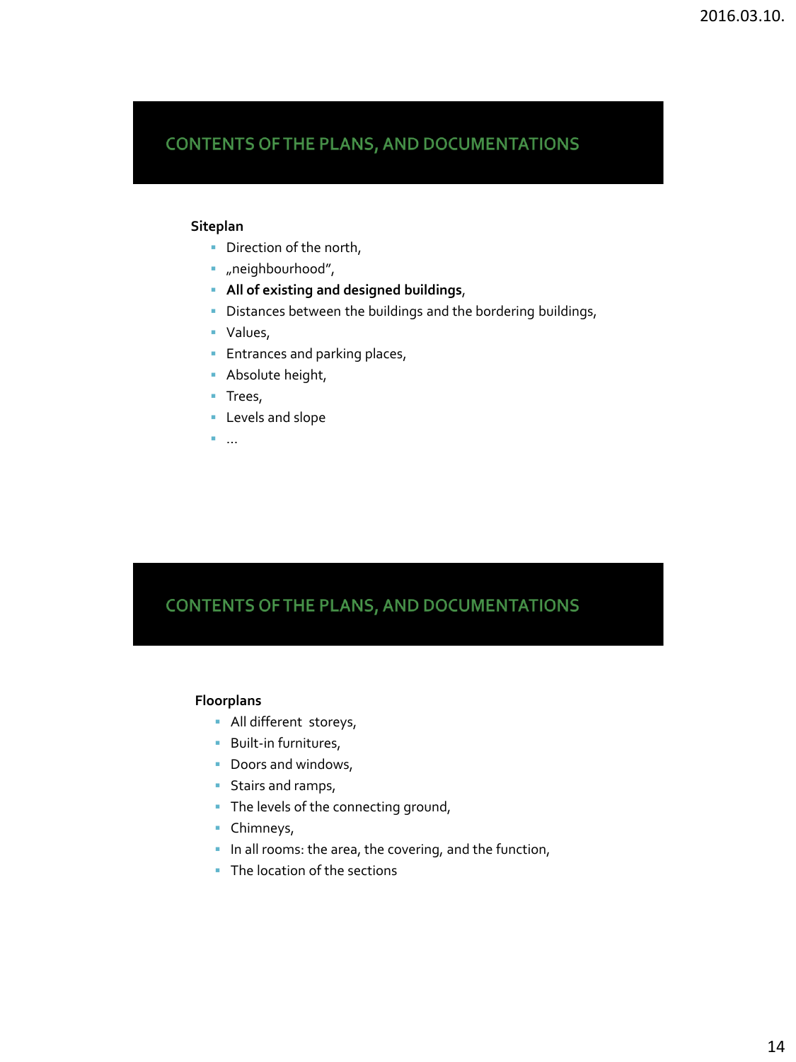## CONTENTS OF THE PLANS, AND DOCUMENTATIONS

**Siteplan**

- Direction of the north,
- „neighbourhood”,
- **All of existing and designed buildings**,
- Distances between the buildings and the bordering buildings,
- Values,
- Entrances and parking places,
- Absolute height,
- Trees,
- Levels and slope
- …

## CONTENTS OF THE PLANS, AND DOCUMENTATIONS

**Floorplans**

- All different storeys,
- Built-in furnitures,
- Doors and windows,
- Stairs and ramps,
- The levels of the connecting ground,
- Chimneys,
- In all rooms: the area, the covering, and the function,
- The location of the sections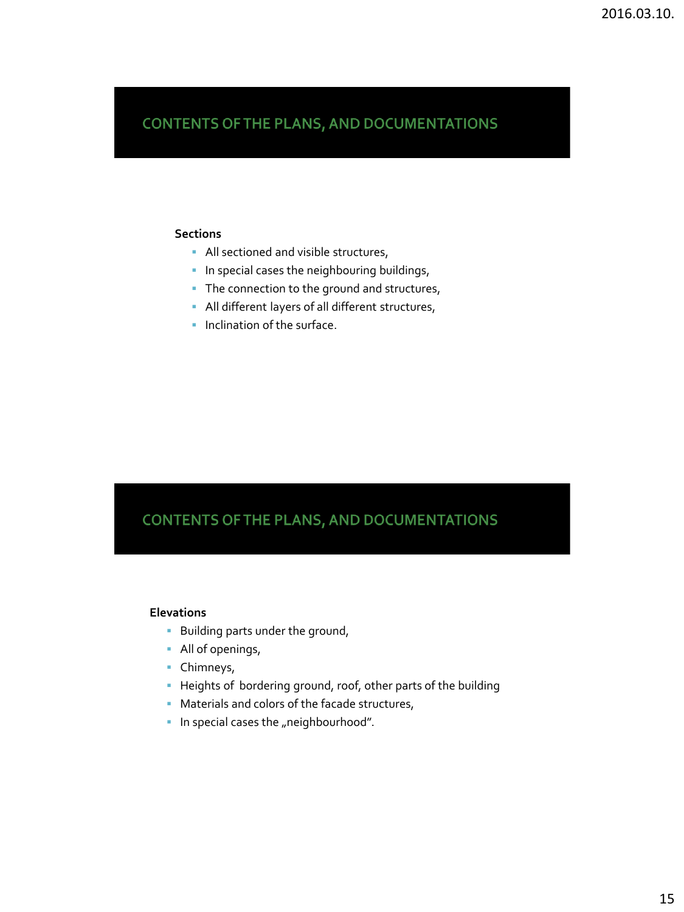## CONTENTS OF THE PLANS, AND DOCUMENTATIONS

**Sections**

- All sectioned and visible structures,
- In special cases the neighbouring buildings,
- The connection to the ground and structures,
- All different layers of all different structures,
- Inclination of the surface.

## CONTENTS OF THE PLANS, AND DOCUMENTATIONS

**Elevations**

- Building parts under the ground,
- All of openings,
- Chimneys,
- Heights of bordering ground, roof, other parts of the building
- Materials and colors of the facade structures,
- In special cases the „neighbourhood”.